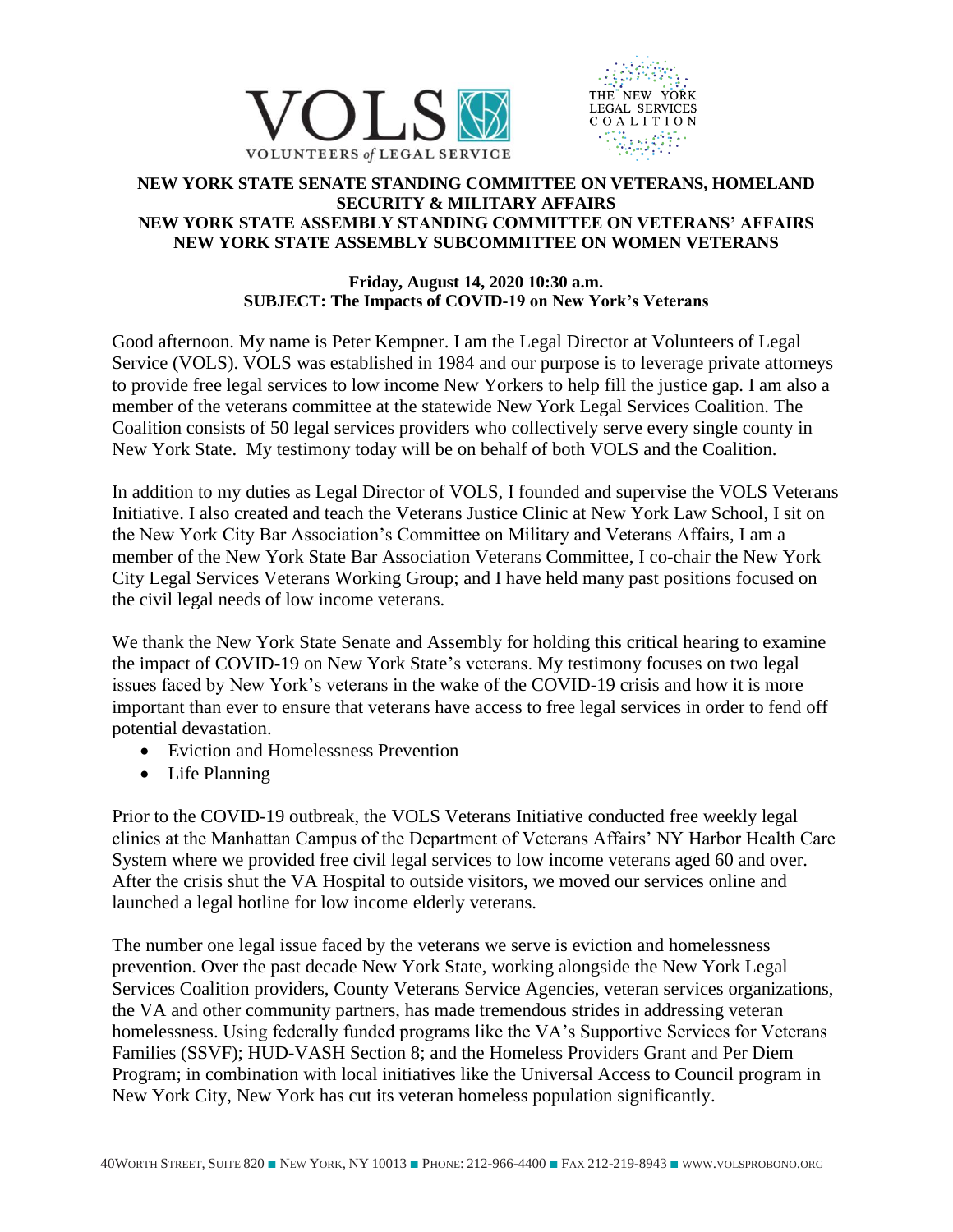**NEW YORK STATE SENATE STANDING COMMITTEE ON VETERANS, HOMELAND SECURITY & MILITARY AFFAIRS**
**NEW YORK STATE ASSEMBLY STANDING COMMITTEE ON VETERANS' AFFAIRS**
**NEW YORK STATE ASSEMBLY SUBCOMMITTEE ON WOMEN VETERANS**

**Friday, August 14, 2020 10:30 a.m.**
**SUBJECT: The Impacts of COVID-19 on New York's Veterans**

Good afternoon. My name is Peter Kempner. I am the Legal Director at Volunteers of Legal Service (VOLS). VOLS was established in 1984 and our purpose is to leverage private attorneys to provide free legal services to low income New Yorkers to help fill the justice gap. I am also a member of the veterans committee at the statewide New York Legal Services Coalition. The Coalition consists of 50 legal services providers who collectively serve every single county in New York State. My testimony today will be on behalf of both VOLS and the Coalition.

In addition to my duties as Legal Director of VOLS, I founded and supervise the VOLS Veterans Initiative. I also created and teach the Veterans Justice Clinic at New York Law School, I sit on the New York City Bar Association's Committee on Military and Veterans Affairs, I am a member of the New York State Bar Association Veterans Committee, I co-chair the New York City Legal Services Veterans Working Group; and I have held many past positions focused on the civil legal needs of low income veterans.

We thank the New York State Senate and Assembly for holding this critical hearing to examine the impact of COVID-19 on New York State's veterans. My testimony focuses on two legal issues faced by New York's veterans in the wake of the COVID-19 crisis and how it is more important than ever to ensure that veterans have access to free legal services in order to fend off potential devastation.

- Eviction and Homelessness Prevention
- Life Planning

Prior to the COVID-19 outbreak, the VOLS Veterans Initiative conducted free weekly legal clinics at the Manhattan Campus of the Department of Veterans Affairs' NY Harbor Health Care System where we provided free civil legal services to low income veterans aged 60 and over. After the crisis shut the VA Hospital to outside visitors, we moved our services online and launched a legal hotline for low income elderly veterans.

The number one legal issue faced by the veterans we serve is eviction and homelessness prevention. Over the past decade New York State, working alongside the New York Legal Services Coalition providers, County Veterans Service Agencies, veteran services organizations, the VA and other community partners, has made tremendous strides in addressing veteran homelessness. Using federally funded programs like the VA's Supportive Services for Veterans Families (SSVF); HUD-VASH Section 8; and the Homeless Providers Grant and Per Diem Program; in combination with local initiatives like the Universal Access to Council program in New York City, New York has cut its veteran homeless population significantly.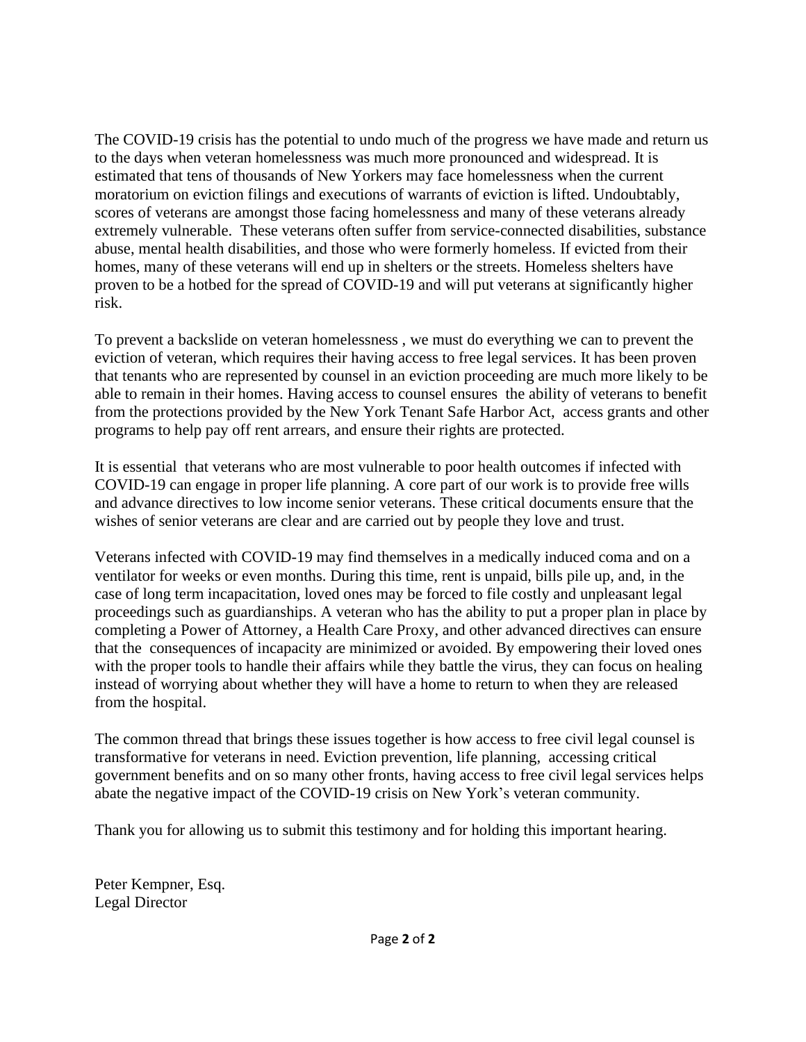The COVID-19 crisis has the potential to undo much of the progress we have made and return us to the days when veteran homelessness was much more pronounced and widespread. It is estimated that tens of thousands of New Yorkers may face homelessness when the current moratorium on eviction filings and executions of warrants of eviction is lifted. Undoubtably, scores of veterans are amongst those facing homelessness and many of these veterans already extremely vulnerable. These veterans often suffer from service-connected disabilities, substance abuse, mental health disabilities, and those who were formerly homeless. If evicted from their homes, many of these veterans will end up in shelters or the streets. Homeless shelters have proven to be a hotbed for the spread of COVID-19 and will put veterans at significantly higher risk.

To prevent a backslide on veteran homelessness , we must do everything we can to prevent the eviction of veteran, which requires their having access to free legal services. It has been proven that tenants who are represented by counsel in an eviction proceeding are much more likely to be able to remain in their homes. Having access to counsel ensures the ability of veterans to benefit from the protections provided by the New York Tenant Safe Harbor Act, access grants and other programs to help pay off rent arrears, and ensure their rights are protected.

It is essential that veterans who are most vulnerable to poor health outcomes if infected with COVID-19 can engage in proper life planning. A core part of our work is to provide free wills and advance directives to low income senior veterans. These critical documents ensure that the wishes of senior veterans are clear and are carried out by people they love and trust.

Veterans infected with COVID-19 may find themselves in a medically induced coma and on a ventilator for weeks or even months. During this time, rent is unpaid, bills pile up, and, in the case of long term incapacitation, loved ones may be forced to file costly and unpleasant legal proceedings such as guardianships. A veteran who has the ability to put a proper plan in place by completing a Power of Attorney, a Health Care Proxy, and other advanced directives can ensure that the consequences of incapacity are minimized or avoided. By empowering their loved ones with the proper tools to handle their affairs while they battle the virus, they can focus on healing instead of worrying about whether they will have a home to return to when they are released from the hospital.

The common thread that brings these issues together is how access to free civil legal counsel is transformative for veterans in need. Eviction prevention, life planning, accessing critical government benefits and on so many other fronts, having access to free civil legal services helps abate the negative impact of the COVID-19 crisis on New York's veteran community.

Thank you for allowing us to submit this testimony and for holding this important hearing.

Peter Kempner, Esq.
Legal Director